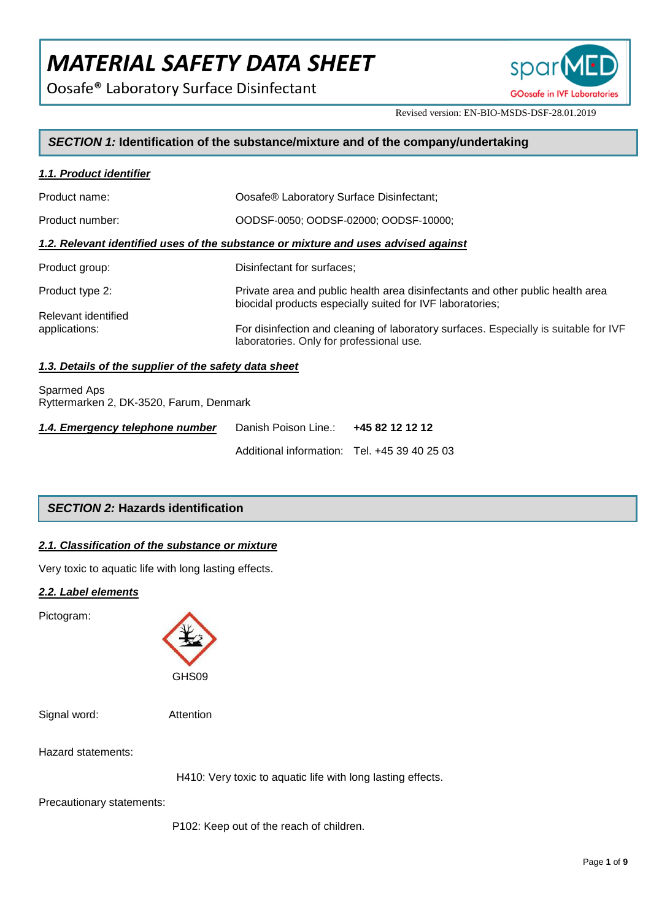# *MATERIAL SAFETY DATA SHEET*

Oosafe® Laboratory Surface Disinfectant

Revised version: EN-BIO-MSDS-DSF-28.01.2019

## *SECTION 1:* Identification of the substance/mixture and of the company/undertaking

### *1.1. Product identifier*

Product name: Oosafe® Laboratory Surface Disinfectant;

Product number: OODSF-0050; OODSF-02000; OODSF-10000;

### *1.2. Relevant identified uses of the substance or mixture and uses advised against*

Product group: Disinfectant for surfaces;

Product type 2: Private area and public health area disinfectants and other public health area biocidal products especially suited for IVF laboratories;

Relevant identified applications: For disinfection and cleaning of laboratory surfaces. Especially is suitable for IVF laboratories. Only for professional use.

### *1.3. Details of the supplier of the safety data sheet*

Sparmed Aps
Ryttermarken 2, DK-3520, Farum, Denmark

### *1.4. Emergency telephone number*

Danish Poison Line.: **+45 82 12 12 12**

Additional information: Tel. +45 39 40 25 03

## *SECTION 2:* Hazards identification

### *2.1. Classification of the substance or mixture*

Very toxic to aquatic life with long lasting effects.

### *2.2. Label elements*

Pictogram:

GHS09

Signal word: Attention

Hazard statements:

H410: Very toxic to aquatic life with long lasting effects.

Precautionary statements:

P102: Keep out of the reach of children.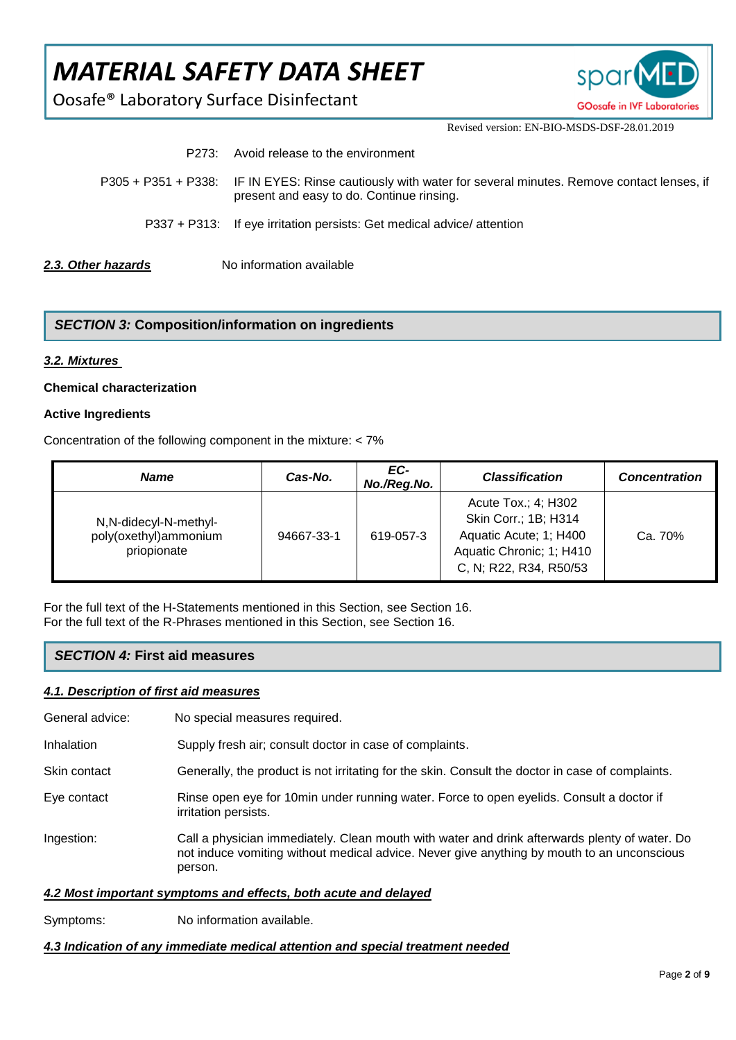P273: Avoid release to the environment

P305 + P351 + P338: IF IN EYES: Rinse cautiously with water for several minutes. Remove contact lenses, if present and easy to do. Continue rinsing.

P337 + P313: If eye irritation persists: Get medical advice/ attention

***2.3. Other hazards*** No information available

## *SECTION 3:* Composition/information on ingredients

***3.2. Mixtures***

**Chemical characterization**

**Active Ingredients**

Concentration of the following component in the mixture: < 7%

| *Name* | *Cas-No.* | *EC-No./Reg.No.* | *Classification* | *Concentration* |
|---|---|---|---|---|
| N,N-didecyl-N-methyl-poly(oxethyl)ammonium priopionate | 94667-33-1 | 619-057-3 | Acute Tox.; 4; H302<br>Skin Corr.; 1B; H314<br>Aquatic Acute; 1; H400<br>Aquatic Chronic; 1; H410<br>C, N; R22, R34, R50/53 | Ca. 70% |

For the full text of the H-Statements mentioned in this Section, see Section 16.
For the full text of the R-Phrases mentioned in this Section, see Section 16.

## *SECTION 4:* First aid measures

***4.1. Description of first aid measures***

General advice: No special measures required.

Inhalation: Supply fresh air; consult doctor in case of complaints.

Skin contact: Generally, the product is not irritating for the skin. Consult the doctor in case of complaints.

Eye contact: Rinse open eye for 10min under running water. Force to open eyelids. Consult a doctor if irritation persists.

Ingestion: Call a physician immediately. Clean mouth with water and drink afterwards plenty of water. Do not induce vomiting without medical advice. Never give anything by mouth to an unconscious person.

***4.2 Most important symptoms and effects, both acute and delayed***

Symptoms: No information available.

***4.3 Indication of any immediate medical attention and special treatment needed***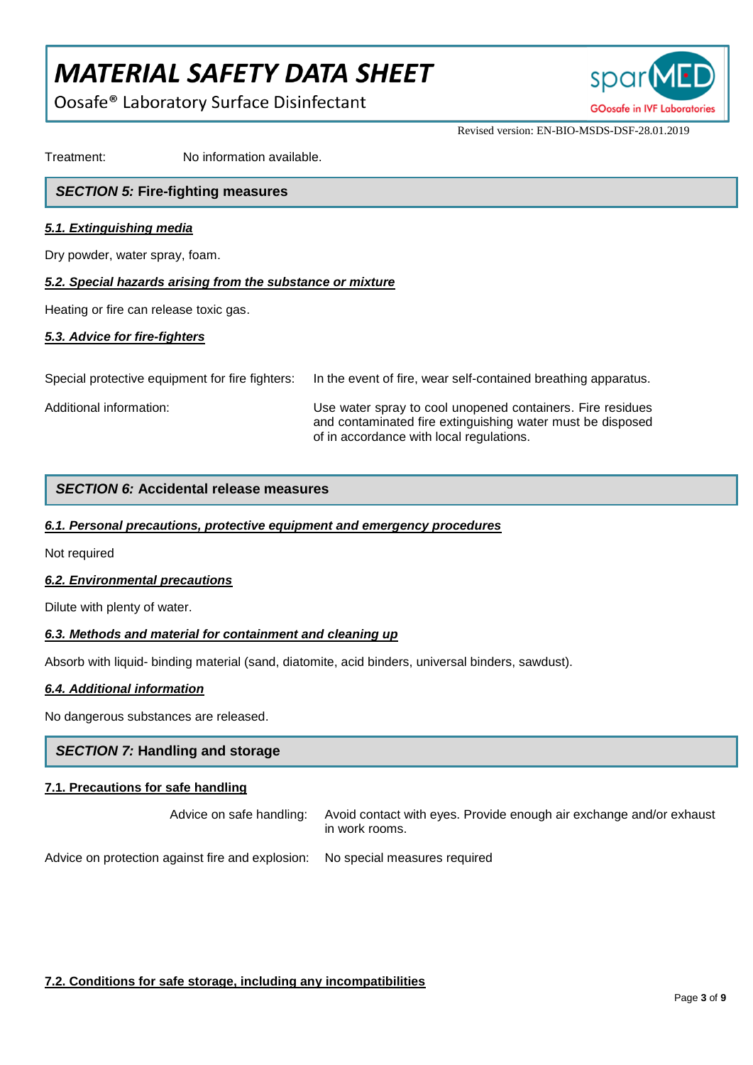Treatment: No information available.

## *SECTION 5:* Fire-fighting measures

***5.1. Extinguishing media***

Dry powder, water spray, foam.

***5.2. Special hazards arising from the substance or mixture***

Heating or fire can release toxic gas.

***5.3. Advice for fire-fighters***

Special protective equipment for fire fighters: In the event of fire, wear self-contained breathing apparatus.

Additional information: Use water spray to cool unopened containers. Fire residues and contaminated fire extinguishing water must be disposed of in accordance with local regulations.

## *SECTION 6:* Accidental release measures

***6.1. Personal precautions, protective equipment and emergency procedures***

Not required

***6.2. Environmental precautions***

Dilute with plenty of water.

***6.3. Methods and material for containment and cleaning up***

Absorb with liquid- binding material (sand, diatomite, acid binders, universal binders, sawdust).

***6.4. Additional information***

No dangerous substances are released.

## *SECTION 7:* Handling and storage

**7.1. Precautions for safe handling**

Advice on safe handling: Avoid contact with eyes. Provide enough air exchange and/or exhaust in work rooms.

Advice on protection against fire and explosion: No special measures required

**7.2. Conditions for safe storage, including any incompatibilities**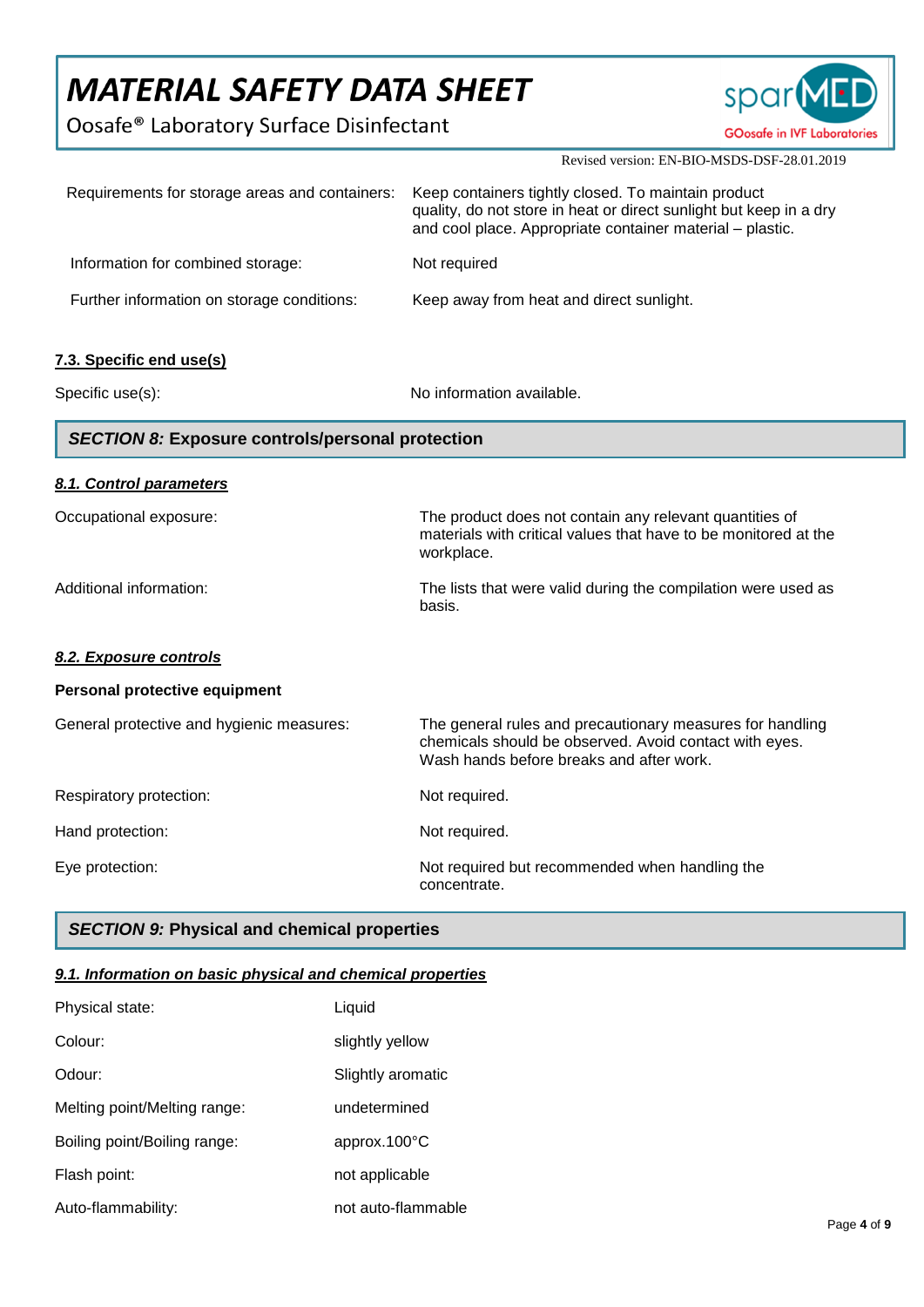| | |
|---|---|
| Requirements for storage areas and containers: | Keep containers tightly closed. To maintain product quality, do not store in heat or direct sunlight but keep in a dry and cool place. Appropriate container material – plastic. |
| Information for combined storage: | Not required |
| Further information on storage conditions: | Keep away from heat and direct sunlight. |

### 7.3. Specific end use(s)

| | |
|---|---|
| Specific use(s): | No information available. |

## *SECTION 8:* Exposure controls/personal protection

### *8.1. Control parameters*

| | |
|---|---|
| Occupational exposure: | The product does not contain any relevant quantities of materials with critical values that have to be monitored at the workplace. |
| Additional information: | The lists that were valid during the compilation were used as basis. |

### *8.2. Exposure controls*

**Personal protective equipment**

| | |
|---|---|
| General protective and hygienic measures: | The general rules and precautionary measures for handling chemicals should be observed. Avoid contact with eyes. Wash hands before breaks and after work. |
| Respiratory protection: | Not required. |
| Hand protection: | Not required. |
| Eye protection: | Not required but recommended when handling the concentrate. |

## *SECTION 9:* Physical and chemical properties

### *9.1. Information on basic physical and chemical properties*

| | |
|---|---|
| Physical state: | Liquid |
| Colour: | slightly yellow |
| Odour: | Slightly aromatic |
| Melting point/Melting range: | undetermined |
| Boiling point/Boiling range: | approx.100°C |
| Flash point: | not applicable |
| Auto-flammability: | not auto-flammable |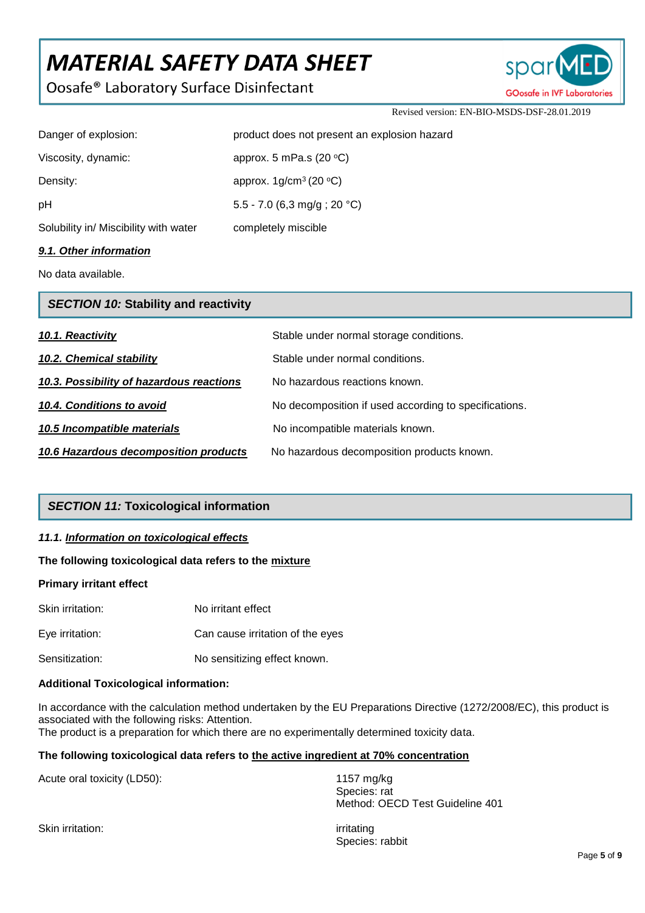| | |
|---|---|
| Danger of explosion: | product does not present an explosion hazard |
| Viscosity, dynamic: | approx. 5 mPa.s (20 °C) |
| Density: | approx. 1g/cm$^3$ (20 °C) |
| pH | 5.5 - 7.0 (6,3 mg/g ; 20 °C) |
| Solubility in/ Miscibility with water | completely miscible |

***9.1. Other information***

No data available.

## *SECTION 10:* Stability and reactivity

| | |
|---|---|
| ***10.1. Reactivity*** | Stable under normal storage conditions. |
| ***10.2. Chemical stability*** | Stable under normal conditions. |
| ***10.3. Possibility of hazardous reactions*** | No hazardous reactions known. |
| ***10.4. Conditions to avoid*** | No decomposition if used according to specifications. |
| ***10.5 Incompatible materials*** | No incompatible materials known. |
| ***10.6 Hazardous decomposition products*** | No hazardous decomposition products known. |

## *SECTION 11:* Toxicological information

***11.1. Information on toxicological effects***

**The following toxicological data refers to the mixture**

**Primary irritant effect**

| | |
|---|---|
| Skin irritation: | No irritant effect |
| Eye irritation: | Can cause irritation of the eyes |
| Sensitization: | No sensitizing effect known. |

**Additional Toxicological information:**

In accordance with the calculation method undertaken by the EU Preparations Directive (1272/2008/EC), this product is associated with the following risks: Attention.
The product is a preparation for which there are no experimentally determined toxicity data.

**The following toxicological data refers to the active ingredient at 70% concentration**

| | |
|---|---|
| Acute oral toxicity (LD50): | 1157 mg/kg<br>Species: rat<br>Method: OECD Test Guideline 401 |
| Skin irritation: | irritating<br>Species: rabbit |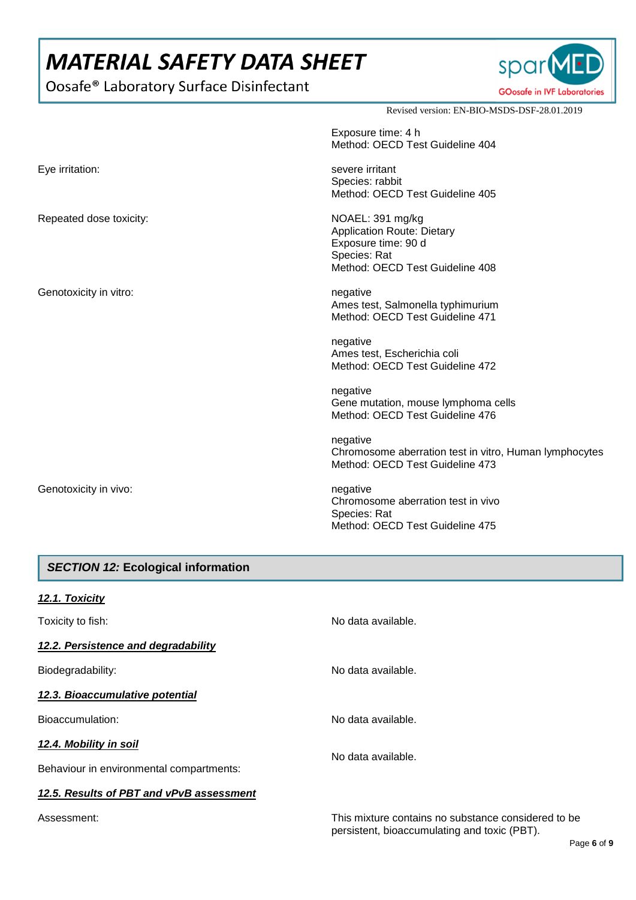| | |
|---|---|
| | Exposure time: 4 h<br>Method: OECD Test Guideline 404 |
| Eye irritation: | severe irritant<br>Species: rabbit<br>Method: OECD Test Guideline 405 |
| Repeated dose toxicity: | NOAEL: 391 mg/kg<br>Application Route: Dietary<br>Exposure time: 90 d<br>Species: Rat<br>Method: OECD Test Guideline 408 |
| Genotoxicity in vitro: | negative<br>Ames test, Salmonella typhimurium<br>Method: OECD Test Guideline 471 |
| | negative<br>Ames test, Escherichia coli<br>Method: OECD Test Guideline 472 |
| | negative<br>Gene mutation, mouse lymphoma cells<br>Method: OECD Test Guideline 476 |
| | negative<br>Chromosome aberration test in vitro, Human lymphocytes<br>Method: OECD Test Guideline 473 |
| Genotoxicity in vivo: | negative<br>Chromosome aberration test in vivo<br>Species: Rat<br>Method: OECD Test Guideline 475 |

## *SECTION 12:* Ecological information

### ***12.1. Toxicity***

Toxicity to fish: No data available.

### ***12.2. Persistence and degradability***

Biodegradability: No data available.

### ***12.3. Bioaccumulative potential***

Bioaccumulation: No data available.

### ***12.4. Mobility in soil***

Behaviour in environmental compartments: No data available.

### ***12.5. Results of PBT and vPvB assessment***

Assessment: This mixture contains no substance considered to be persistent, bioaccumulating and toxic (PBT).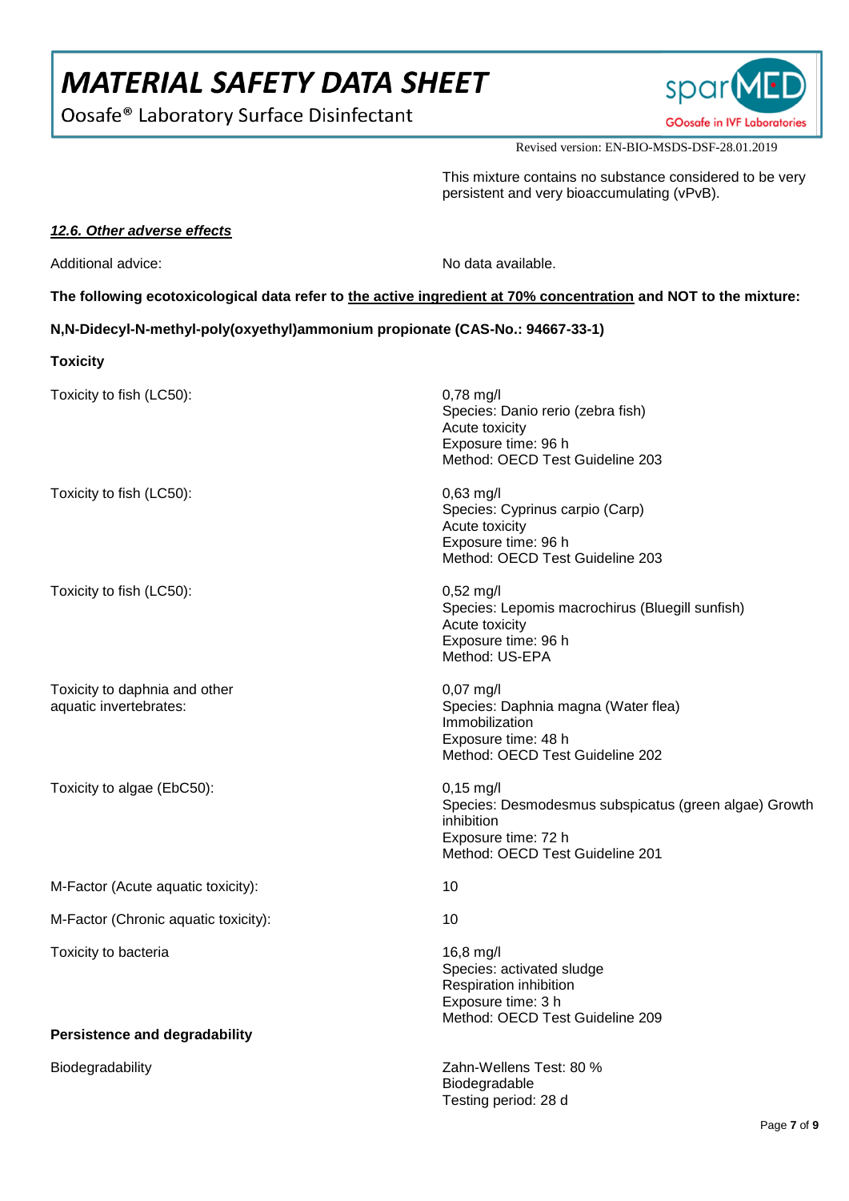This mixture contains no substance considered to be very persistent and very bioaccumulating (vPvB).

### ***12.6. Other adverse effects***

| | |
|---|---|
| Additional advice: | No data available. |

**The following ecotoxicological data refer to the active ingredient at 70% concentration and NOT to the mixture:**

**N,N-Didecyl-N-methyl-poly(oxyethyl)ammonium propionate (CAS-No.: 94667-33-1)**

**Toxicity**

| | |
|---|---|
| Toxicity to fish (LC50): | 0,78 mg/l<br>Species: Danio rerio (zebra fish)<br>Acute toxicity<br>Exposure time: 96 h<br>Method: OECD Test Guideline 203 |
| Toxicity to fish (LC50): | 0,63 mg/l<br>Species: Cyprinus carpio (Carp)<br>Acute toxicity<br>Exposure time: 96 h<br>Method: OECD Test Guideline 203 |
| Toxicity to fish (LC50): | 0,52 mg/l<br>Species: Lepomis macrochirus (Bluegill sunfish)<br>Acute toxicity<br>Exposure time: 96 h<br>Method: US-EPA |
| Toxicity to daphnia and other aquatic invertebrates: | 0,07 mg/l<br>Species: Daphnia magna (Water flea)<br>Immobilization<br>Exposure time: 48 h<br>Method: OECD Test Guideline 202 |
| Toxicity to algae (EbC50): | 0,15 mg/l<br>Species: Desmodesmus subspicatus (green algae) Growth inhibition<br>Exposure time: 72 h<br>Method: OECD Test Guideline 201 |
| M-Factor (Acute aquatic toxicity): | 10 |
| M-Factor (Chronic aquatic toxicity): | 10 |
| Toxicity to bacteria | 16,8 mg/l<br>Species: activated sludge<br>Respiration inhibition<br>Exposure time: 3 h<br>Method: OECD Test Guideline 209 |

**Persistence and degradability**

| | |
|---|---|
| Biodegradability | Zahn-Wellens Test: 80 %<br>Biodegradable<br>Testing period: 28 d |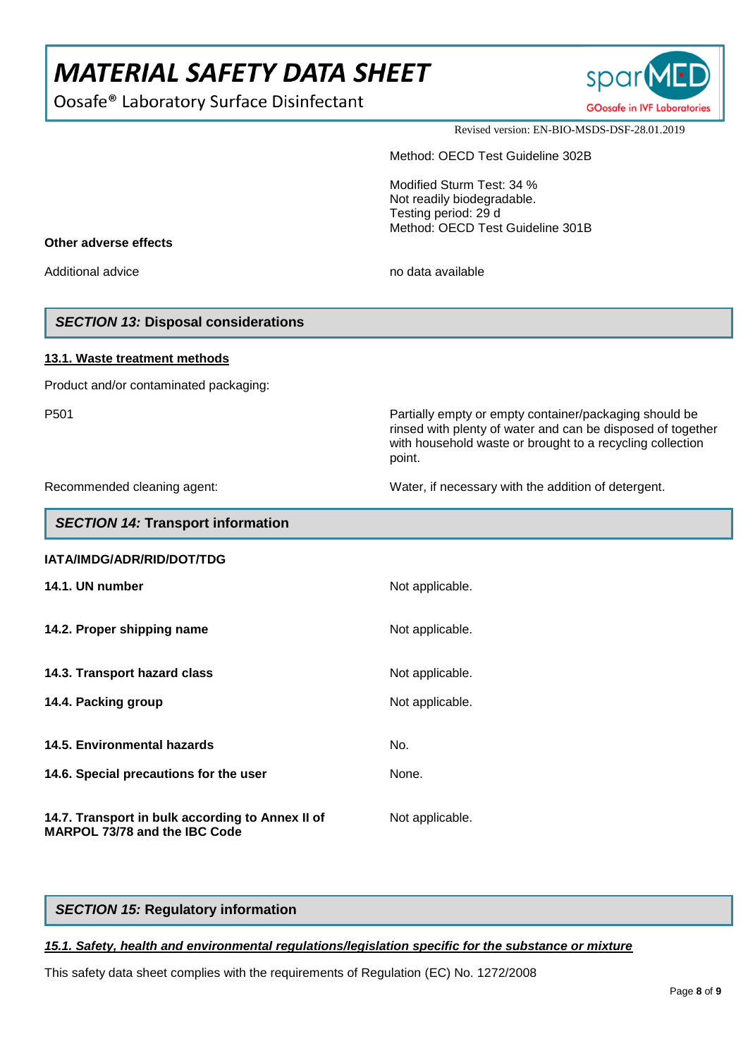| | |
|---|---|
| | Method: OECD Test Guideline 302B |
| | Modified Sturm Test: 34 %<br>Not readily biodegradable.<br>Testing period: 29 d<br>Method: OECD Test Guideline 301B |

**Other adverse effects**

| | |
|---|---|
| Additional advice | no data available |

## *SECTION 13:* Disposal considerations

**13.1. Waste treatment methods**

Product and/or contaminated packaging:

| | |
|---|---|
| P501 | Partially empty or empty container/packaging should be rinsed with plenty of water and can be disposed of together with household waste or brought to a recycling collection point. |
| Recommended cleaning agent: | Water, if necessary with the addition of detergent. |

## *SECTION 14:* Transport information

**IATA/IMDG/ADR/RID/DOT/TDG**

| | |
|---|---|
| **14.1. UN number** | Not applicable. |
| **14.2. Proper shipping name** | Not applicable. |
| **14.3. Transport hazard class** | Not applicable. |
| **14.4. Packing group** | Not applicable. |
| **14.5. Environmental hazards** | No. |
| **14.6. Special precautions for the user** | None. |
| **14.7. Transport in bulk according to Annex II of MARPOL 73/78 and the IBC Code** | Not applicable. |

## *SECTION 15:* Regulatory information

***15.1. Safety, health and environmental regulations/legislation specific for the substance or mixture***

This safety data sheet complies with the requirements of Regulation (EC) No. 1272/2008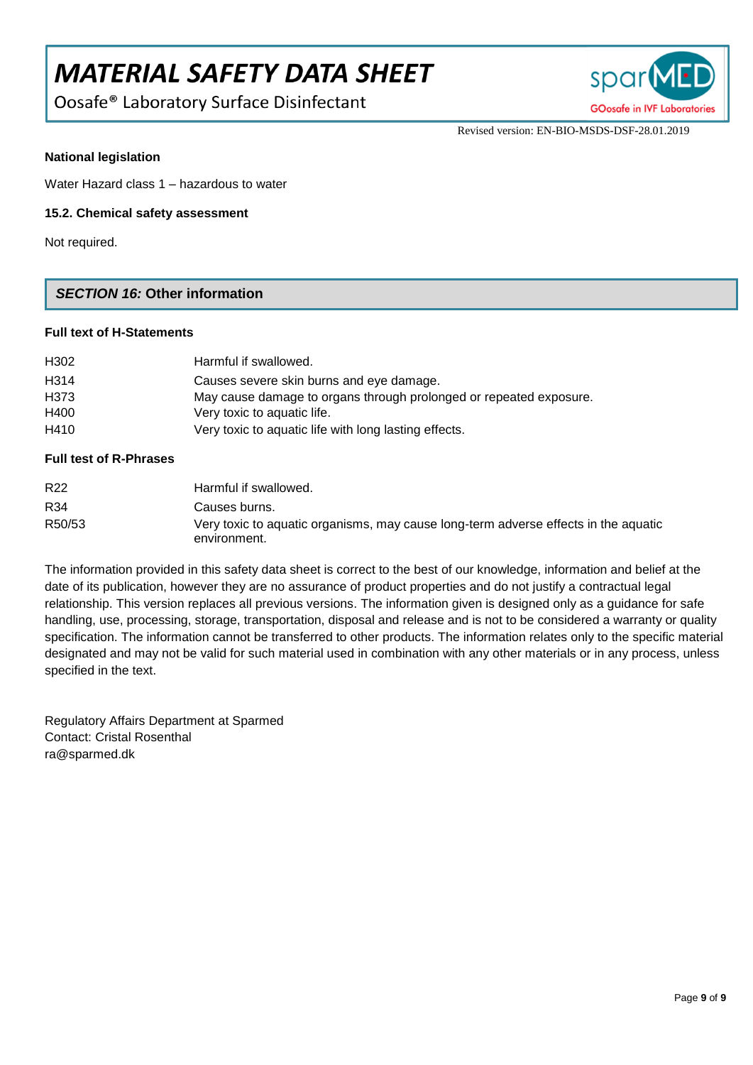**National legislation**

Water Hazard class 1 – hazardous to water

**15.2. Chemical safety assessment**

Not required.

## *SECTION 16:* Other information

**Full text of H-Statements**

| | |
|---|---|
| H302 | Harmful if swallowed. |
| H314 | Causes severe skin burns and eye damage. |
| H373 | May cause damage to organs through prolonged or repeated exposure. |
| H400 | Very toxic to aquatic life. |
| H410 | Very toxic to aquatic life with long lasting effects. |

**Full test of R-Phrases**

| | |
|---|---|
| R22 | Harmful if swallowed. |
| R34 | Causes burns. |
| R50/53 | Very toxic to aquatic organisms, may cause long-term adverse effects in the aquatic environment. |

The information provided in this safety data sheet is correct to the best of our knowledge, information and belief at the date of its publication, however they are no assurance of product properties and do not justify a contractual legal relationship. This version replaces all previous versions. The information given is designed only as a guidance for safe handling, use, processing, storage, transportation, disposal and release and is not to be considered a warranty or quality specification. The information cannot be transferred to other products. The information relates only to the specific material designated and may not be valid for such material used in combination with any other materials or in any process, unless specified in the text.

Regulatory Affairs Department at Sparmed
Contact: Cristal Rosenthal
ra@sparmed.dk